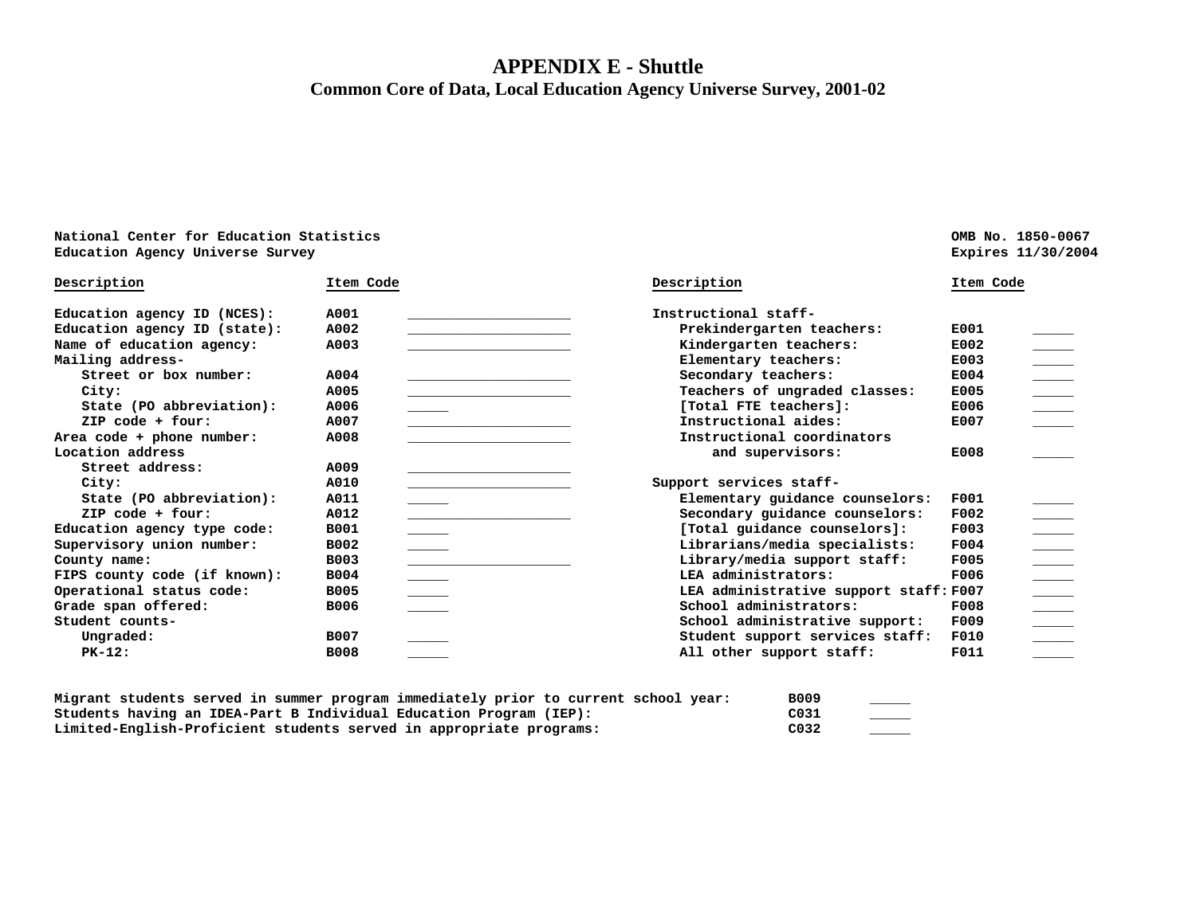# APPENDIX E - Shuttle

## Common Core of Data, Local Education Agency Universe Survey, 2001-02

**National Center for Education Statistics**
**Education Agency Universe Survey**

**OMB No. 1850-0067**
**Expires 11/30/2004**

| Description | Item Code | |
|---|---|---|
| Education agency ID (NCES): | A001 | ____________________ |
| Education agency ID (state): | A002 | ____________________ |
| Name of education agency: | A003 | ____________________ |
| Mailing address- | | |
| Street or box number: | A004 | ____________________ |
| City: | A005 | ____________________ |
| State (PO abbreviation): | A006 | _____ |
| ZIP code + four: | A007 | ____________________ |
| Area code + phone number: | A008 | ____________________ |
| Location address | | |
| Street address: | A009 | ____________________ |
| City: | A010 | ____________________ |
| State (PO abbreviation): | A011 | _____ |
| ZIP code + four: | A012 | ____________________ |
| Education agency type code: | B001 | _____ |
| Supervisory union number: | B002 | _____ |
| County name: | B003 | ____________________ |
| FIPS county code (if known): | B004 | _____ |
| Operational status code: | B005 | _____ |
| Grade span offered: | B006 | _____ |
| Student counts- | | |
| Ungraded: | B007 | _____ |
| PK-12: | B008 | _____ |

| Description | Item Code | |
|---|---|---|
| Instructional staff- | | |
| Prekindergarten teachers: | E001 | _____ |
| Kindergarten teachers: | E002 | _____ |
| Elementary teachers: | E003 | _____ |
| Secondary teachers: | E004 | _____ |
| Teachers of ungraded classes: | E005 | _____ |
| [Total FTE teachers]: | E006 | _____ |
| Instructional aides: | E007 | _____ |
| Instructional coordinators and supervisors: | E008 | _____ |
| Support services staff- | | |
| Elementary guidance counselors: | F001 | _____ |
| Secondary guidance counselors: | F002 | _____ |
| [Total guidance counselors]: | F003 | _____ |
| Librarians/media specialists: | F004 | _____ |
| Library/media support staff: | F005 | _____ |
| LEA administrators: | F006 | _____ |
| LEA administrative support staff: | F007 | _____ |
| School administrators: | F008 | _____ |
| School administrative support: | F009 | _____ |
| Student support services staff: | F010 | _____ |
| All other support staff: | F011 | _____ |

| Description | Item Code | |
|---|---|---|
| Migrant students served in summer program immediately prior to current school year: | B009 | _____ |
| Students having an IDEA-Part B Individual Education Program (IEP): | C031 | _____ |
| Limited-English-Proficient students served in appropriate programs: | C032 | _____ |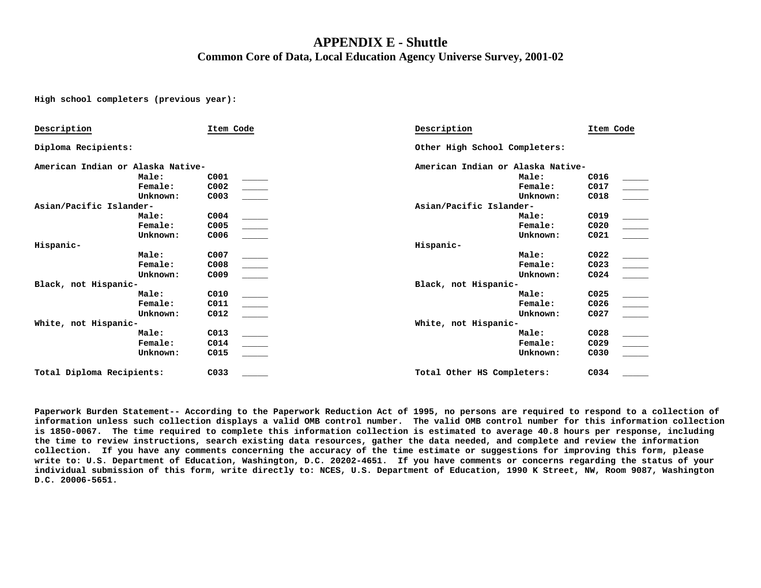# APPENDIX E - Shuttle

## Common Core of Data, Local Education Agency Universe Survey, 2001-02

**High school completers (previous year):**

| Description | | Item Code | |
|---|---|---|---|
| **Diploma Recipients:** | | | |
| American Indian or Alaska Native- | | | |
| | Male: | C001 | _____ |
| | Female: | C002 | _____ |
| | Unknown: | C003 | _____ |
| Asian/Pacific Islander- | | | |
| | Male: | C004 | _____ |
| | Female: | C005 | _____ |
| | Unknown: | C006 | _____ |
| Hispanic- | | | |
| | Male: | C007 | _____ |
| | Female: | C008 | _____ |
| | Unknown: | C009 | _____ |
| Black, not Hispanic- | | | |
| | Male: | C010 | _____ |
| | Female: | C011 | _____ |
| | Unknown: | C012 | _____ |
| White, not Hispanic- | | | |
| | Male: | C013 | _____ |
| | Female: | C014 | _____ |
| | Unknown: | C015 | _____ |
| Total Diploma Recipients: | | C033 | _____ |

| Description | | Item Code | |
|---|---|---|---|
| **Other High School Completers:** | | | |
| American Indian or Alaska Native- | | | |
| | Male: | C016 | _____ |
| | Female: | C017 | _____ |
| | Unknown: | C018 | _____ |
| Asian/Pacific Islander- | | | |
| | Male: | C019 | _____ |
| | Female: | C020 | _____ |
| | Unknown: | C021 | _____ |
| Hispanic- | | | |
| | Male: | C022 | _____ |
| | Female: | C023 | _____ |
| | Unknown: | C024 | _____ |
| Black, not Hispanic- | | | |
| | Male: | C025 | _____ |
| | Female: | C026 | _____ |
| | Unknown: | C027 | _____ |
| White, not Hispanic- | | | |
| | Male: | C028 | _____ |
| | Female: | C029 | _____ |
| | Unknown: | C030 | _____ |
| Total Other HS Completers: | | C034 | _____ |

**Paperwork Burden Statement-- According to the Paperwork Reduction Act of 1995, no persons are required to respond to a collection of information unless such collection displays a valid OMB control number. The valid OMB control number for this information collection is 1850-0067. The time required to complete this information collection is estimated to average 40.8 hours per response, including the time to review instructions, search existing data resources, gather the data needed, and complete and review the information collection. If you have any comments concerning the accuracy of the time estimate or suggestions for improving this form, please write to: U.S. Department of Education, Washington, D.C. 20202-4651. If you have comments or concerns regarding the status of your individual submission of this form, write directly to: NCES, U.S. Department of Education, 1990 K Street, NW, Room 9087, Washington D.C. 20006-5651.**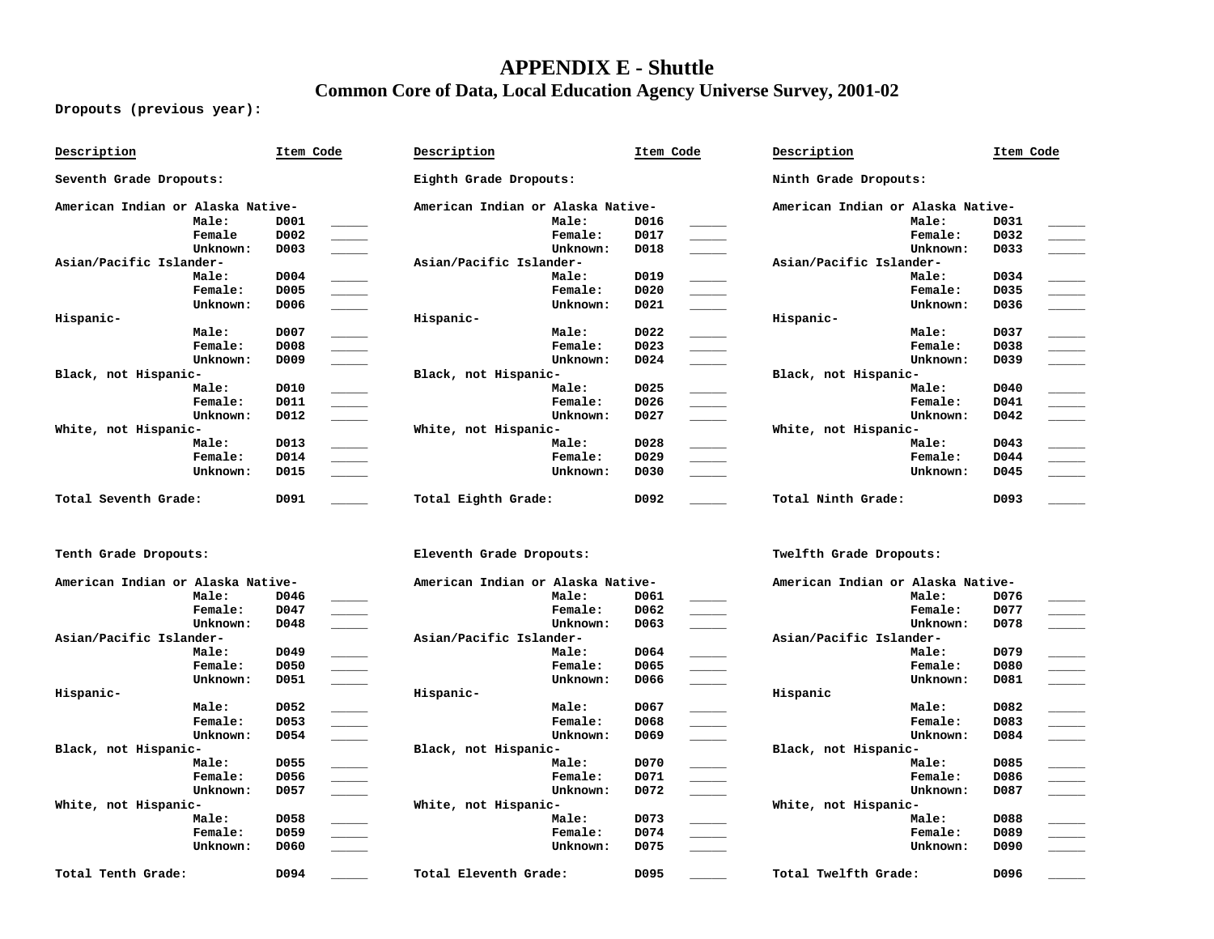# APPENDIX E - Shuttle

## Common Core of Data, Local Education Agency Universe Survey, 2001-02

**Dropouts (previous year):**

### Seventh Grade Dropouts:

| Description | | Item Code | |
|---|---|---|---|
| American Indian or Alaska Native- | Male: | D001 | _____ |
| | Female | D002 | _____ |
| | Unknown: | D003 | _____ |
| Asian/Pacific Islander- | Male: | D004 | _____ |
| | Female: | D005 | _____ |
| | Unknown: | D006 | _____ |
| Hispanic- | Male: | D007 | _____ |
| | Female: | D008 | _____ |
| | Unknown: | D009 | _____ |
| Black, not Hispanic- | Male: | D010 | _____ |
| | Female: | D011 | _____ |
| | Unknown: | D012 | _____ |
| White, not Hispanic- | Male: | D013 | _____ |
| | Female: | D014 | _____ |
| | Unknown: | D015 | _____ |
| Total Seventh Grade: | | D091 | _____ |

### Eighth Grade Dropouts:

| Description | | Item Code | |
|---|---|---|---|
| American Indian or Alaska Native- | Male: | D016 | _____ |
| | Female: | D017 | _____ |
| | Unknown: | D018 | _____ |
| Asian/Pacific Islander- | Male: | D019 | _____ |
| | Female: | D020 | _____ |
| | Unknown: | D021 | _____ |
| Hispanic- | Male: | D022 | _____ |
| | Female: | D023 | _____ |
| | Unknown: | D024 | _____ |
| Black, not Hispanic- | Male: | D025 | _____ |
| | Female: | D026 | _____ |
| | Unknown: | D027 | _____ |
| White, not Hispanic- | Male: | D028 | _____ |
| | Female: | D029 | _____ |
| | Unknown: | D030 | _____ |
| Total Eighth Grade: | | D092 | _____ |

### Ninth Grade Dropouts:

| Description | | Item Code | |
|---|---|---|---|
| American Indian or Alaska Native- | Male: | D031 | _____ |
| | Female: | D032 | _____ |
| | Unknown: | D033 | _____ |
| Asian/Pacific Islander- | Male: | D034 | _____ |
| | Female: | D035 | _____ |
| | Unknown: | D036 | _____ |
| Hispanic- | Male: | D037 | _____ |
| | Female: | D038 | _____ |
| | Unknown: | D039 | _____ |
| Black, not Hispanic- | Male: | D040 | _____ |
| | Female: | D041 | _____ |
| | Unknown: | D042 | _____ |
| White, not Hispanic- | Male: | D043 | _____ |
| | Female: | D044 | _____ |
| | Unknown: | D045 | _____ |
| Total Ninth Grade: | | D093 | _____ |

### Tenth Grade Dropouts:

| Description | | Item Code | |
|---|---|---|---|
| American Indian or Alaska Native- | Male: | D046 | _____ |
| | Female: | D047 | _____ |
| | Unknown: | D048 | _____ |
| Asian/Pacific Islander- | Male: | D049 | _____ |
| | Female: | D050 | _____ |
| | Unknown: | D051 | _____ |
| Hispanic- | Male: | D052 | _____ |
| | Female: | D053 | _____ |
| | Unknown: | D054 | _____ |
| Black, not Hispanic- | Male: | D055 | _____ |
| | Female: | D056 | _____ |
| | Unknown: | D057 | _____ |
| White, not Hispanic- | Male: | D058 | _____ |
| | Female: | D059 | _____ |
| | Unknown: | D060 | _____ |
| Total Tenth Grade: | | D094 | _____ |

### Eleventh Grade Dropouts:

| Description | | Item Code | |
|---|---|---|---|
| American Indian or Alaska Native- | Male: | D061 | _____ |
| | Female: | D062 | _____ |
| | Unknown: | D063 | _____ |
| Asian/Pacific Islander- | Male: | D064 | _____ |
| | Female: | D065 | _____ |
| | Unknown: | D066 | _____ |
| Hispanic- | Male: | D067 | _____ |
| | Female: | D068 | _____ |
| | Unknown: | D069 | _____ |
| Black, not Hispanic- | Male: | D070 | _____ |
| | Female: | D071 | _____ |
| | Unknown: | D072 | _____ |
| White, not Hispanic- | Male: | D073 | _____ |
| | Female: | D074 | _____ |
| | Unknown: | D075 | _____ |
| Total Eleventh Grade: | | D095 | _____ |

### Twelfth Grade Dropouts:

| Description | | Item Code | |
|---|---|---|---|
| American Indian or Alaska Native- | Male: | D076 | _____ |
| | Female: | D077 | _____ |
| | Unknown: | D078 | _____ |
| Asian/Pacific Islander- | Male: | D079 | _____ |
| | Female: | D080 | _____ |
| | Unknown: | D081 | _____ |
| Hispanic | Male: | D082 | _____ |
| | Female: | D083 | _____ |
| | Unknown: | D084 | _____ |
| Black, not Hispanic- | Male: | D085 | _____ |
| | Female: | D086 | _____ |
| | Unknown: | D087 | _____ |
| White, not Hispanic- | Male: | D088 | _____ |
| | Female: | D089 | _____ |
| | Unknown: | D090 | _____ |
| Total Twelfth Grade: | | D096 | _____ |